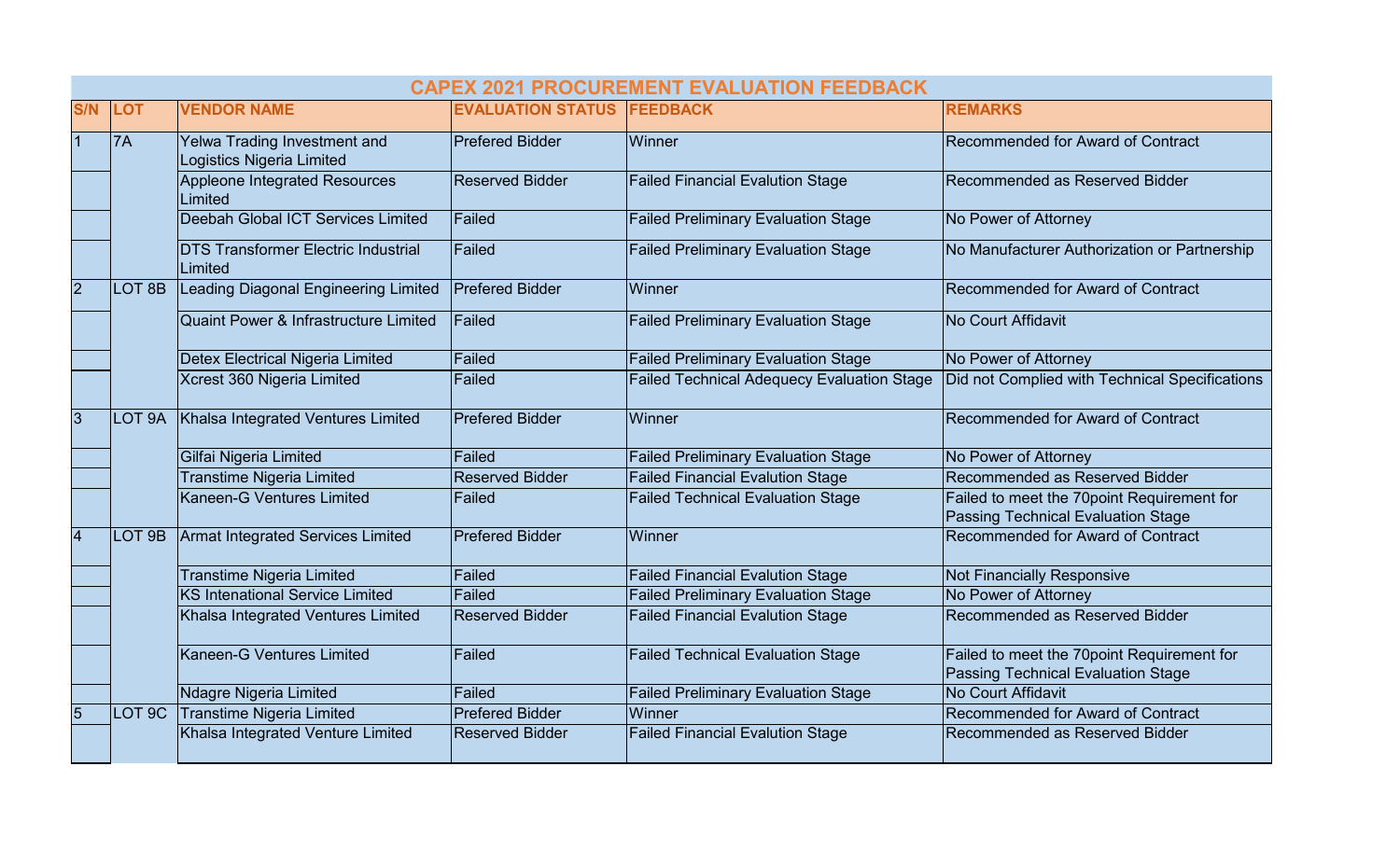# CAPEX 2021 PROCUREMENT EVALUATION FEEDBACK

| S/N | LOT | VENDOR NAME | EVALUATION STATUS | FEEDBACK | REMARKS |
|---|---|---|---|---|---|
| 1 | 7A | Yelwa Trading Investment and Logistics Nigeria Limited | Prefered Bidder | Winner | Recommended for Award of Contract |
| | | Appleone Integrated Resources Limited | Reserved Bidder | Failed Financial Evalution Stage | Recommended as Reserved Bidder |
| | | Deebah Global ICT Services Limited | Failed | Failed Preliminary Evaluation Stage | No Power of Attorney |
| | | DTS Transformer Electric Industrial Limited | Failed | Failed Preliminary Evaluation Stage | No Manufacturer Authorization or Partnership |
| 2 | LOT 8B | Leading Diagonal Engineering Limited | Prefered Bidder | Winner | Recommended for Award of Contract |
| | | Quaint Power & Infrastructure Limited | Failed | Failed Preliminary Evaluation Stage | No Court Affidavit |
| | | Detex Electrical Nigeria Limited | Failed | Failed Preliminary Evaluation Stage | No Power of Attorney |
| | | Xcrest 360 Nigeria Limited | Failed | Failed Technical Adequecy Evaluation Stage | Did not Complied with Technical Specifications |
| 3 | LOT 9A | Khalsa Integrated Ventures Limited | Prefered Bidder | Winner | Recommended for Award of Contract |
| | | Gilfai Nigeria Limited | Failed | Failed Preliminary Evaluation Stage | No Power of Attorney |
| | | Transtime Nigeria Limited | Reserved Bidder | Failed Financial Evalution Stage | Recommended as Reserved Bidder |
| | | Kaneen-G Ventures Limited | Failed | Failed Technical Evaluation Stage | Failed to meet the 70point Requirement for Passing Technical Evaluation Stage |
| 4 | LOT 9B | Armat Integrated Services Limited | Prefered Bidder | Winner | Recommended for Award of Contract |
| | | Transtime Nigeria Limited | Failed | Failed Financial Evalution Stage | Not Financially Responsive |
| | | KS Intenational Service Limited | Failed | Failed Preliminary Evaluation Stage | No Power of Attorney |
| | | Khalsa Integrated Ventures Limited | Reserved Bidder | Failed Financial Evalution Stage | Recommended as Reserved Bidder |
| | | Kaneen-G Ventures Limited | Failed | Failed Technical Evaluation Stage | Failed to meet the 70point Requirement for Passing Technical Evaluation Stage |
| | | Ndagre Nigeria Limited | Failed | Failed Preliminary Evaluation Stage | No Court Affidavit |
| 5 | LOT 9C | Transtime Nigeria Limited | Prefered Bidder | Winner | Recommended for Award of Contract |
| | | Khalsa Integrated Venture Limited | Reserved Bidder | Failed Financial Evalution Stage | Recommended as Reserved Bidder |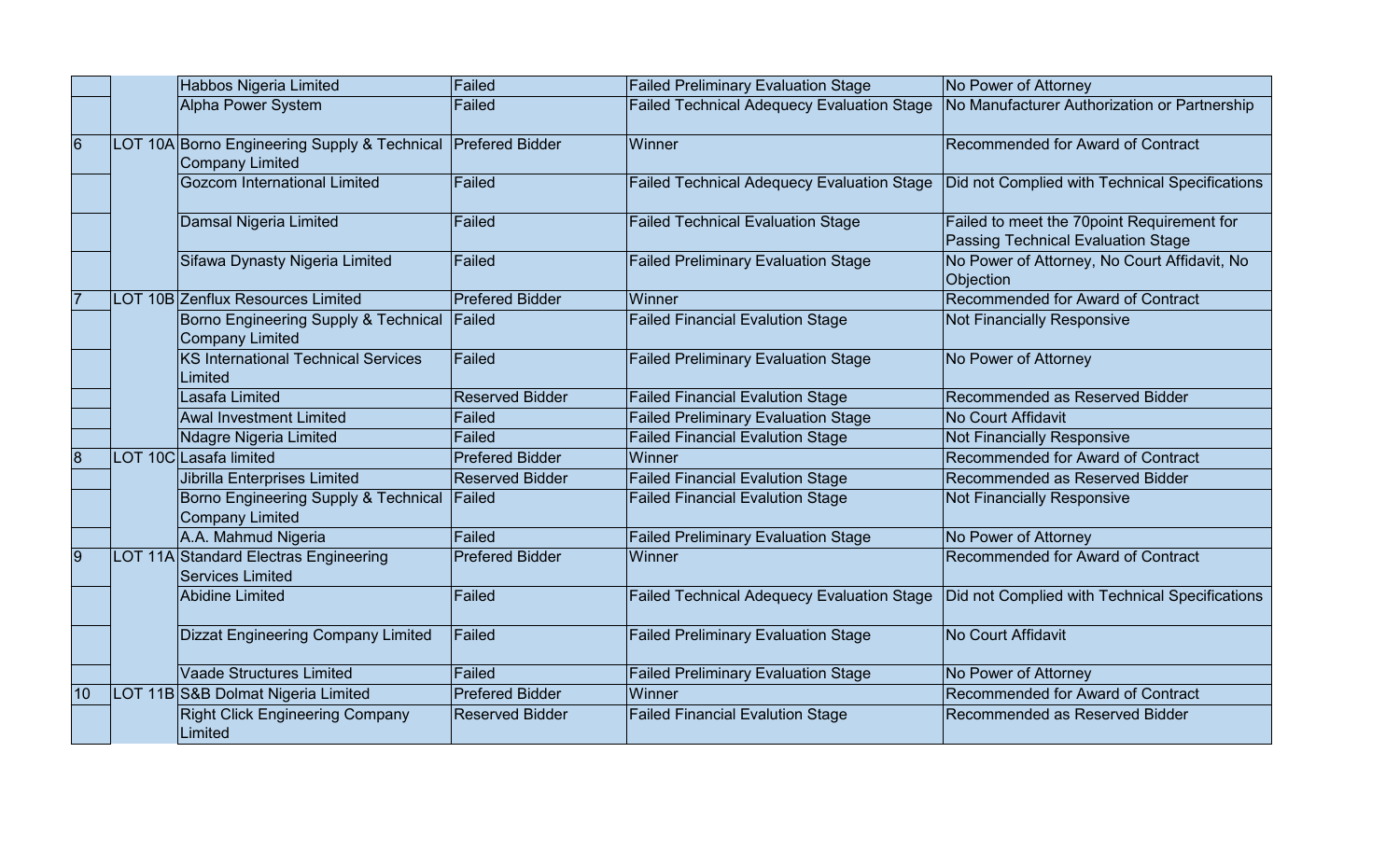| | | | | | |
|---|---|---|---|---|---|
| | | Habbos Nigeria Limited | Failed | Failed Preliminary Evaluation Stage | No Power of Attorney |
| | | Alpha Power System | Failed | Failed Technical Adequecy Evaluation Stage | No Manufacturer Authorization or Partnership |
| 6 | LOT 10A | Borno Engineering Supply & Technical Company Limited | Prefered Bidder | Winner | Recommended for Award of Contract |
| | | Gozcom International Limited | Failed | Failed Technical Adequecy Evaluation Stage | Did not Complied with Technical Specifications |
| | | Damsal Nigeria Limited | Failed | Failed Technical Evaluation Stage | Failed to meet the 70point Requirement for Passing Technical Evaluation Stage |
| | | Sifawa Dynasty Nigeria Limited | Failed | Failed Preliminary Evaluation Stage | No Power of Attorney, No Court Affidavit, No Objection |
| 7 | LOT 10B | Zenflux Resources Limited | Prefered Bidder | Winner | Recommended for Award of Contract |
| | | Borno Engineering Supply & Technical Company Limited | Failed | Failed Financial Evalution Stage | Not Financially Responsive |
| | | KS International Technical Services Limited | Failed | Failed Preliminary Evaluation Stage | No Power of Attorney |
| | | Lasafa Limited | Reserved Bidder | Failed Financial Evalution Stage | Recommended as Reserved Bidder |
| | | Awal Investment Limited | Failed | Failed Preliminary Evaluation Stage | No Court Affidavit |
| | | Ndagre Nigeria Limited | Failed | Failed Financial Evalution Stage | Not Financially Responsive |
| 8 | LOT 10C | Lasafa limited | Prefered Bidder | Winner | Recommended for Award of Contract |
| | | Jibrilla Enterprises Limited | Reserved Bidder | Failed Financial Evalution Stage | Recommended as Reserved Bidder |
| | | Borno Engineering Supply & Technical Company Limited | Failed | Failed Financial Evalution Stage | Not Financially Responsive |
| | | A.A. Mahmud Nigeria | Failed | Failed Preliminary Evaluation Stage | No Power of Attorney |
| 9 | LOT 11A | Standard Electras Engineering Services Limited | Prefered Bidder | Winner | Recommended for Award of Contract |
| | | Abidine Limited | Failed | Failed Technical Adequecy Evaluation Stage | Did not Complied with Technical Specifications |
| | | Dizzat Engineering Company Limited | Failed | Failed Preliminary Evaluation Stage | No Court Affidavit |
| | | Vaade Structures Limited | Failed | Failed Preliminary Evaluation Stage | No Power of Attorney |
| 10 | LOT 11B | S&B Dolmat Nigeria Limited | Prefered Bidder | Winner | Recommended for Award of Contract |
| | | Right Click Engineering Company Limited | Reserved Bidder | Failed Financial Evalution Stage | Recommended as Reserved Bidder |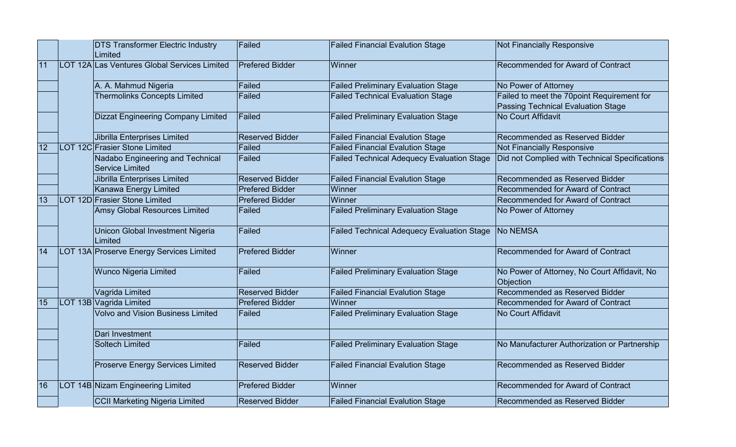| | | | | | |
|---|---|---|---|---|---|
| | | DTS Transformer Electric Industry Limited | Failed | Failed Financial Evalution Stage | Not Financially Responsive |
| 11 | LOT 12A | Las Ventures Global Services Limited | Prefered Bidder | Winner | Recommended for Award of Contract |
| | | A. A. Mahmud Nigeria | Failed | Failed Preliminary Evaluation Stage | No Power of Attorney |
| | | Thermolinks Concepts Limited | Failed | Failed Technical Evaluation Stage | Failed to meet the 70point Requirement for Passing Technical Evaluation Stage |
| | | Dizzat Engineering Company Limited | Failed | Failed Preliminary Evaluation Stage | No Court Affidavit |
| | | Jibrilla Enterprises Limited | Reserved Bidder | Failed Financial Evalution Stage | Recommended as Reserved Bidder |
| 12 | LOT 12C | Frasier Stone Limited | Failed | Failed Financial Evalution Stage | Not Financially Responsive |
| | | Nadabo Engineering and Technical Service Limited | Failed | Failed Technical Adequecy Evaluation Stage | Did not Complied with Technical Specifications |
| | | Jibrilla Enterprises Limited | Reserved Bidder | Failed Financial Evalution Stage | Recommended as Reserved Bidder |
| | | Kanawa Energy Limited | Prefered Bidder | Winner | Recommended for Award of Contract |
| 13 | LOT 12D | Frasier Stone Limited | Prefered Bidder | Winner | Recommended for Award of Contract |
| | | Amsy Global Resources Limited | Failed | Failed Preliminary Evaluation Stage | No Power of Attorney |
| | | Unicon Global Investment Nigeria Limited | Failed | Failed Technical Adequecy Evaluation Stage | No NEMSA |
| 14 | LOT 13A | Proserve Energy Services Limited | Prefered Bidder | Winner | Recommended for Award of Contract |
| | | Wunco Nigeria Limited | Failed | Failed Preliminary Evaluation Stage | No Power of Attorney, No Court Affidavit, No Objection |
| | | Vagrida Limited | Reserved Bidder | Failed Financial Evalution Stage | Recommended as Reserved Bidder |
| 15 | LOT 13B | Vagrida Limited | Prefered Bidder | Winner | Recommended for Award of Contract |
| | | Volvo and Vision Business Limited | Failed | Failed Preliminary Evaluation Stage | No Court Affidavit |
| | | Dari Investment | | | |
| | | Soltech Limited | Failed | Failed Preliminary Evaluation Stage | No Manufacturer Authorization or Partnership |
| | | Proserve Energy Services Limited | Reserved Bidder | Failed Financial Evalution Stage | Recommended as Reserved Bidder |
| 16 | LOT 14B | Nizam Engineering Limited | Prefered Bidder | Winner | Recommended for Award of Contract |
| | | CCII Marketing Nigeria Limited | Reserved Bidder | Failed Financial Evalution Stage | Recommended as Reserved Bidder |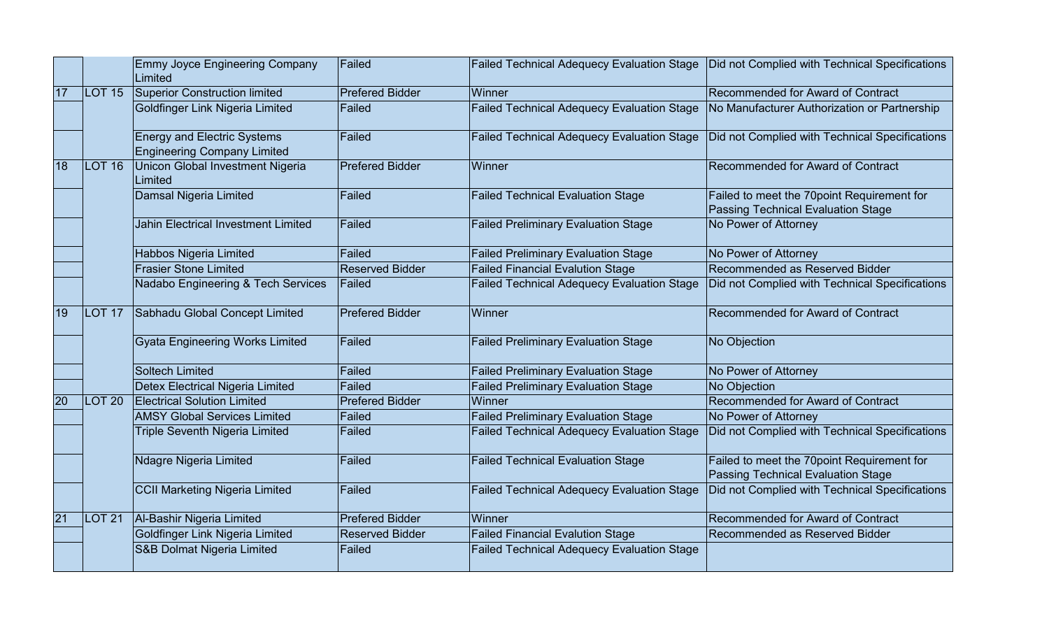| | | | | | |
|---|---|---|---|---|---|
| | | Emmy Joyce Engineering Company Limited | Failed | Failed Technical Adequecy Evaluation Stage | Did not Complied with Technical Specifications |
| 17 | LOT 15 | Superior Construction limited | Prefered Bidder | Winner | Recommended for Award of Contract |
| | | Goldfinger Link Nigeria Limited | Failed | Failed Technical Adequecy Evaluation Stage | No Manufacturer Authorization or Partnership |
| | | Energy and Electric Systems Engineering Company Limited | Failed | Failed Technical Adequecy Evaluation Stage | Did not Complied with Technical Specifications |
| 18 | LOT 16 | Unicon Global Investment Nigeria Limited | Prefered Bidder | Winner | Recommended for Award of Contract |
| | | Damsal Nigeria Limited | Failed | Failed Technical Evaluation Stage | Failed to meet the 70point Requirement for Passing Technical Evaluation Stage |
| | | Jahin Electrical Investment Limited | Failed | Failed Preliminary Evaluation Stage | No Power of Attorney |
| | | Habbos Nigeria Limited | Failed | Failed Preliminary Evaluation Stage | No Power of Attorney |
| | | Frasier Stone Limited | Reserved Bidder | Failed Financial Evalution Stage | Recommended as Reserved Bidder |
| | | Nadabo Engineering & Tech Services | Failed | Failed Technical Adequecy Evaluation Stage | Did not Complied with Technical Specifications |
| 19 | LOT 17 | Sabhadu Global Concept Limited | Prefered Bidder | Winner | Recommended for Award of Contract |
| | | Gyata Engineering Works Limited | Failed | Failed Preliminary Evaluation Stage | No Objection |
| | | Soltech Limited | Failed | Failed Preliminary Evaluation Stage | No Power of Attorney |
| | | Detex Electrical Nigeria Limited | Failed | Failed Preliminary Evaluation Stage | No Objection |
| 20 | LOT 20 | Electrical Solution Limited | Prefered Bidder | Winner | Recommended for Award of Contract |
| | | AMSY Global Services Limited | Failed | Failed Preliminary Evaluation Stage | No Power of Attorney |
| | | Triple Seventh Nigeria Limited | Failed | Failed Technical Adequecy Evaluation Stage | Did not Complied with Technical Specifications |
| | | Ndagre Nigeria Limited | Failed | Failed Technical Evaluation Stage | Failed to meet the 70point Requirement for Passing Technical Evaluation Stage |
| | | CCII Marketing Nigeria Limited | Failed | Failed Technical Adequecy Evaluation Stage | Did not Complied with Technical Specifications |
| 21 | LOT 21 | Al-Bashir Nigeria Limited | Prefered Bidder | Winner | Recommended for Award of Contract |
| | | Goldfinger Link Nigeria Limited | Reserved Bidder | Failed Financial Evalution Stage | Recommended as Reserved Bidder |
| | | S&B Dolmat Nigeria Limited | Failed | Failed Technical Adequecy Evaluation Stage | |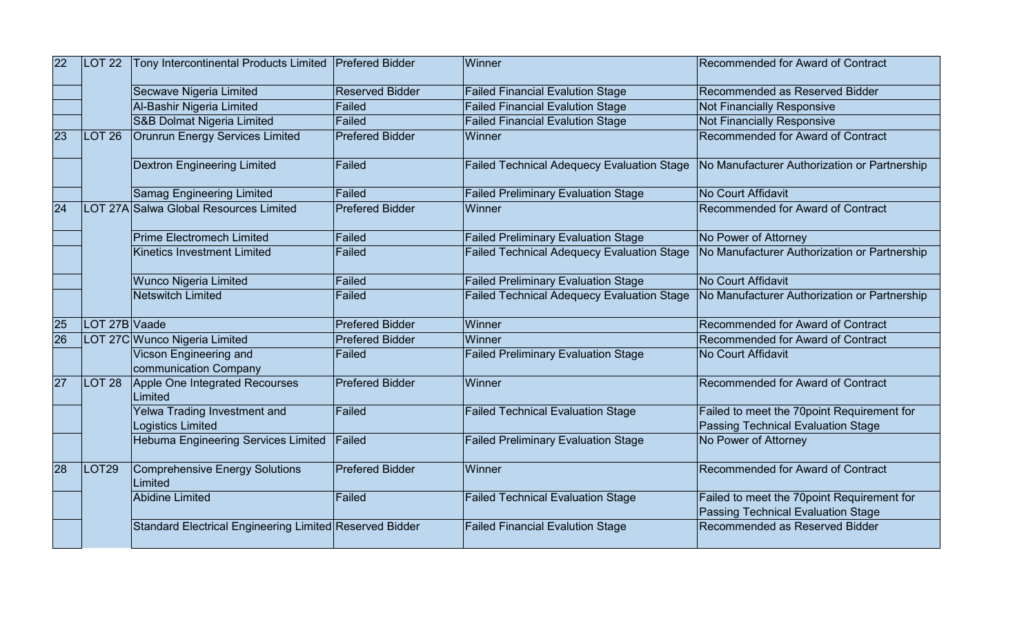| 22 | LOT 22 | Tony Intercontinental Products Limited | Prefered Bidder | Winner | Recommended for Award of Contract |
|---|---|---|---|---|---|
| | | Secwave Nigeria Limited | Reserved Bidder | Failed Financial Evalution Stage | Recommended as Reserved Bidder |
| | | Al-Bashir Nigeria Limited | Failed | Failed Financial Evalution Stage | Not Financially Responsive |
| | | S&B Dolmat Nigeria Limited | Failed | Failed Financial Evalution Stage | Not Financially Responsive |
| 23 | LOT 26 | Orunrun Energy Services Limited | Prefered Bidder | Winner | Recommended for Award of Contract |
| | | Dextron Engineering Limited | Failed | Failed Technical Adequecy Evaluation Stage | No Manufacturer Authorization or Partnership |
| | | Samag Engineering Limited | Failed | Failed Preliminary Evaluation Stage | No Court Affidavit |
| 24 | LOT 27A | Salwa Global Resources Limited | Prefered Bidder | Winner | Recommended for Award of Contract |
| | | Prime Electromech Limited | Failed | Failed Preliminary Evaluation Stage | No Power of Attorney |
| | | Kinetics Investment Limited | Failed | Failed Technical Adequecy Evaluation Stage | No Manufacturer Authorization or Partnership |
| | | Wunco Nigeria Limited | Failed | Failed Preliminary Evaluation Stage | No Court Affidavit |
| | | Netswitch Limited | Failed | Failed Technical Adequecy Evaluation Stage | No Manufacturer Authorization or Partnership |
| 25 | LOT 27B | Vaade | Prefered Bidder | Winner | Recommended for Award of Contract |
| 26 | LOT 27C | Wunco Nigeria Limited | Prefered Bidder | Winner | Recommended for Award of Contract |
| | | Vicson Engineering and communication Company | Failed | Failed Preliminary Evaluation Stage | No Court Affidavit |
| 27 | LOT 28 | Apple One Integrated Recourses Limited | Prefered Bidder | Winner | Recommended for Award of Contract |
| | | Yelwa Trading Investment and Logistics Limited | Failed | Failed Technical Evaluation Stage | Failed to meet the 70point Requirement for Passing Technical Evaluation Stage |
| | | Hebuma Engineering Services Limited | Failed | Failed Preliminary Evaluation Stage | No Power of Attorney |
| 28 | LOT29 | Comprehensive Energy Solutions Limited | Prefered Bidder | Winner | Recommended for Award of Contract |
| | | Abidine Limited | Failed | Failed Technical Evaluation Stage | Failed to meet the 70point Requirement for Passing Technical Evaluation Stage |
| | | Standard Electrical Engineering Limited | Reserved Bidder | Failed Financial Evalution Stage | Recommended as Reserved Bidder |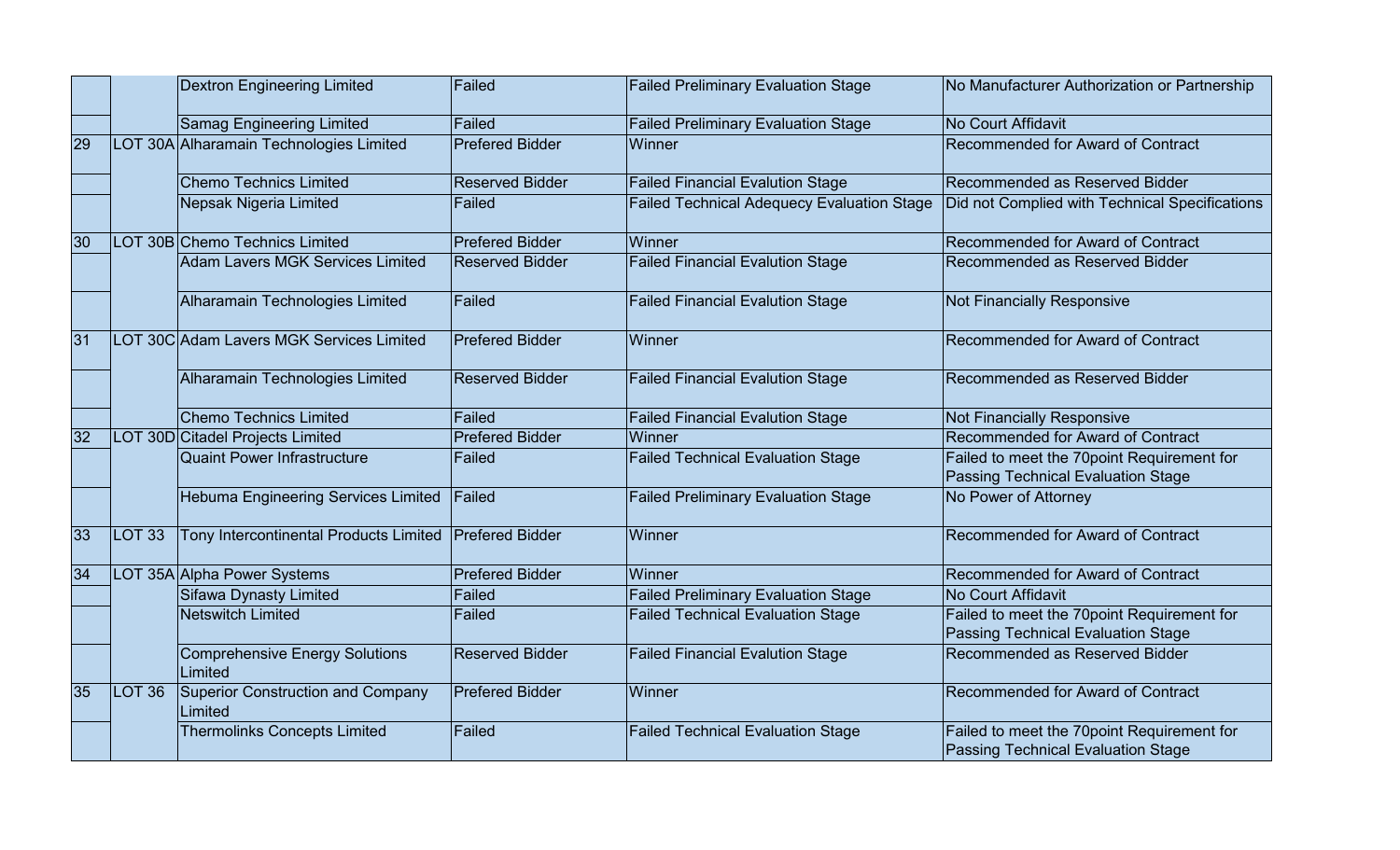| | | | | | |
|---|---|---|---|---|---|
| | | Dextron Engineering Limited | Failed | Failed Preliminary Evaluation Stage | No Manufacturer Authorization or Partnership |
| | | Samag Engineering Limited | Failed | Failed Preliminary Evaluation Stage | No Court Affidavit |
| 29 | LOT 30A | Alharamain Technologies Limited | Prefered Bidder | Winner | Recommended for Award of Contract |
| | | Chemo Technics Limited | Reserved Bidder | Failed Financial Evalution Stage | Recommended as Reserved Bidder |
| | | Nepsak Nigeria Limited | Failed | Failed Technical Adequecy Evaluation Stage | Did not Complied with Technical Specifications |
| 30 | LOT 30B | Chemo Technics Limited | Prefered Bidder | Winner | Recommended for Award of Contract |
| | | Adam Lavers MGK Services Limited | Reserved Bidder | Failed Financial Evalution Stage | Recommended as Reserved Bidder |
| | | Alharamain Technologies Limited | Failed | Failed Financial Evalution Stage | Not Financially Responsive |
| 31 | LOT 30C | Adam Lavers MGK Services Limited | Prefered Bidder | Winner | Recommended for Award of Contract |
| | | Alharamain Technologies Limited | Reserved Bidder | Failed Financial Evalution Stage | Recommended as Reserved Bidder |
| | | Chemo Technics Limited | Failed | Failed Financial Evalution Stage | Not Financially Responsive |
| 32 | LOT 30D | Citadel Projects Limited | Prefered Bidder | Winner | Recommended for Award of Contract |
| | | Quaint Power Infrastructure | Failed | Failed Technical Evaluation Stage | Failed to meet the 70point Requirement for Passing Technical Evaluation Stage |
| | | Hebuma Engineering Services Limited | Failed | Failed Preliminary Evaluation Stage | No Power of Attorney |
| 33 | LOT 33 | Tony Intercontinental Products Limited | Prefered Bidder | Winner | Recommended for Award of Contract |
| 34 | LOT 35A | Alpha Power Systems | Prefered Bidder | Winner | Recommended for Award of Contract |
| | | Sifawa Dynasty Limited | Failed | Failed Preliminary Evaluation Stage | No Court Affidavit |
| | | Netswitch Limited | Failed | Failed Technical Evaluation Stage | Failed to meet the 70point Requirement for Passing Technical Evaluation Stage |
| | | Comprehensive Energy Solutions Limited | Reserved Bidder | Failed Financial Evalution Stage | Recommended as Reserved Bidder |
| 35 | LOT 36 | Superior Construction and Company Limited | Prefered Bidder | Winner | Recommended for Award of Contract |
| | | Thermolinks Concepts Limited | Failed | Failed Technical Evaluation Stage | Failed to meet the 70point Requirement for Passing Technical Evaluation Stage |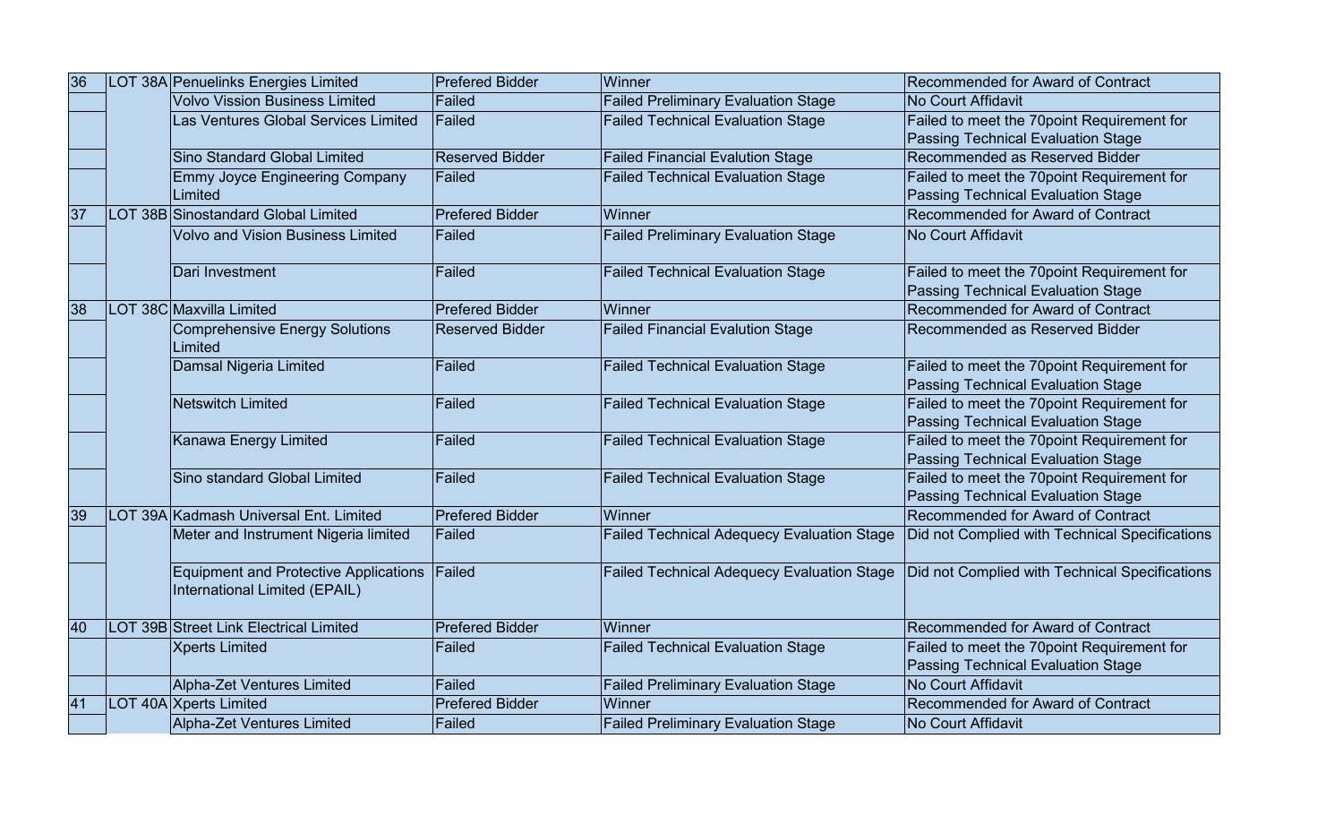| | | | | | |
|---|---|---|---|---|---|
| 36 | LOT 38A | Penuelinks Energies Limited | Prefered Bidder | Winner | Recommended for Award of Contract |
| | | Volvo Vission Business Limited | Failed | Failed Preliminary Evaluation Stage | No Court Affidavit |
| | | Las Ventures Global Services Limited | Failed | Failed Technical Evaluation Stage | Failed to meet the 70point Requirement for Passing Technical Evaluation Stage |
| | | Sino Standard Global Limited | Reserved Bidder | Failed Financial Evalution Stage | Recommended as Reserved Bidder |
| | | Emmy Joyce Engineering Company Limited | Failed | Failed Technical Evaluation Stage | Failed to meet the 70point Requirement for Passing Technical Evaluation Stage |
| 37 | LOT 38B | Sinostandard Global Limited | Prefered Bidder | Winner | Recommended for Award of Contract |
| | | Volvo and Vision Business Limited | Failed | Failed Preliminary Evaluation Stage | No Court Affidavit |
| | | Dari Investment | Failed | Failed Technical Evaluation Stage | Failed to meet the 70point Requirement for Passing Technical Evaluation Stage |
| 38 | LOT 38C | Maxvilla Limited | Prefered Bidder | Winner | Recommended for Award of Contract |
| | | Comprehensive Energy Solutions Limited | Reserved Bidder | Failed Financial Evalution Stage | Recommended as Reserved Bidder |
| | | Damsal Nigeria Limited | Failed | Failed Technical Evaluation Stage | Failed to meet the 70point Requirement for Passing Technical Evaluation Stage |
| | | Netswitch Limited | Failed | Failed Technical Evaluation Stage | Failed to meet the 70point Requirement for Passing Technical Evaluation Stage |
| | | Kanawa Energy Limited | Failed | Failed Technical Evaluation Stage | Failed to meet the 70point Requirement for Passing Technical Evaluation Stage |
| | | Sino standard Global Limited | Failed | Failed Technical Evaluation Stage | Failed to meet the 70point Requirement for Passing Technical Evaluation Stage |
| 39 | LOT 39A | Kadmash Universal Ent. Limited | Prefered Bidder | Winner | Recommended for Award of Contract |
| | | Meter and Instrument Nigeria limited | Failed | Failed Technical Adequecy Evaluation Stage | Did not Complied with Technical Specifications |
| | | Equipment and Protective Applications International Limited (EPAIL) | Failed | Failed Technical Adequecy Evaluation Stage | Did not Complied with Technical Specifications |
| 40 | LOT 39B | Street Link Electrical Limited | Prefered Bidder | Winner | Recommended for Award of Contract |
| | | Xperts Limited | Failed | Failed Technical Evaluation Stage | Failed to meet the 70point Requirement for Passing Technical Evaluation Stage |
| | | Alpha-Zet Ventures Limited | Failed | Failed Preliminary Evaluation Stage | No Court Affidavit |
| 41 | LOT 40A | Xperts Limited | Prefered Bidder | Winner | Recommended for Award of Contract |
| | | Alpha-Zet Ventures Limited | Failed | Failed Preliminary Evaluation Stage | No Court Affidavit |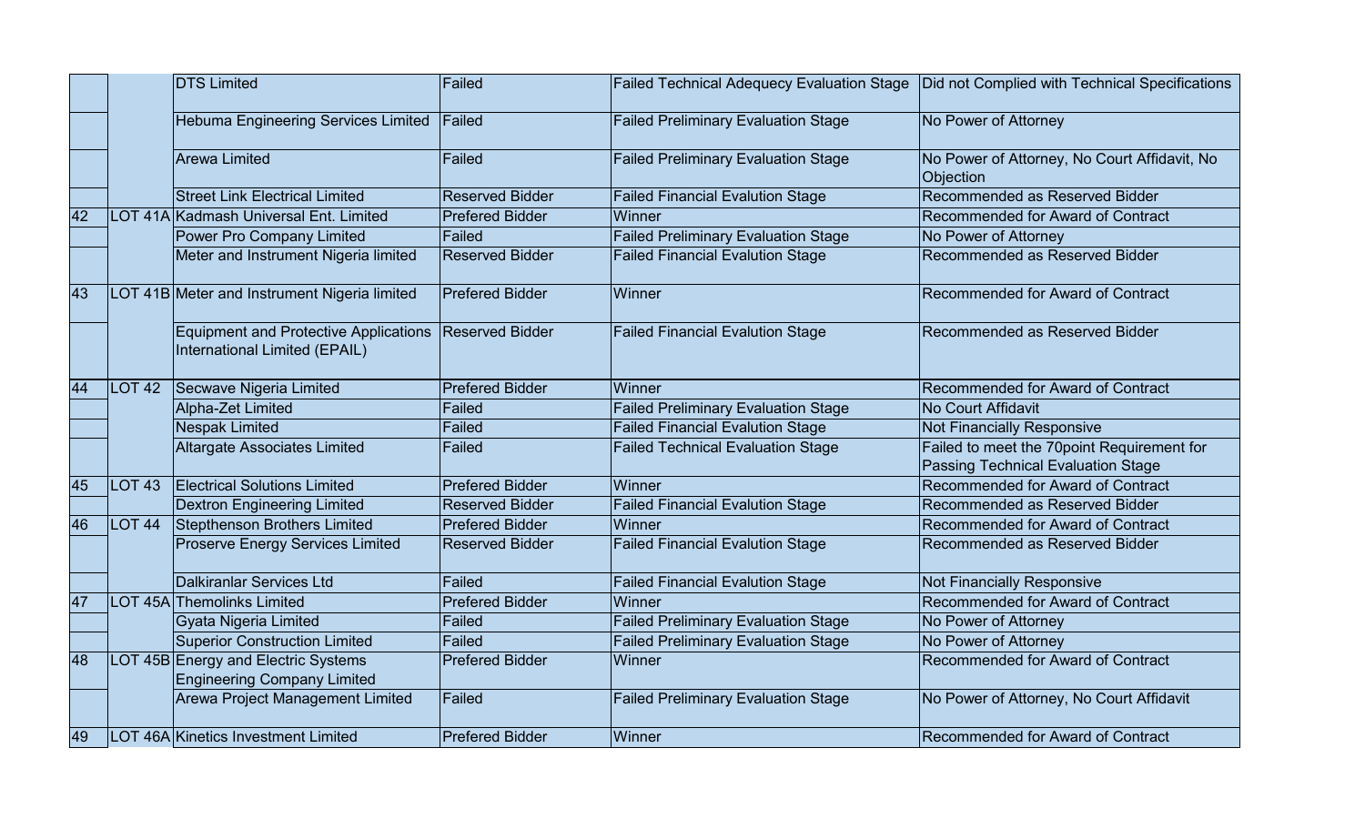| | | | | | |
|---|---|---|---|---|---|
| | | DTS Limited | Failed | Failed Technical Adequecy Evaluation Stage | Did not Complied with Technical Specifications |
| | | Hebuma Engineering Services Limited | Failed | Failed Preliminary Evaluation Stage | No Power of Attorney |
| | | Arewa Limited | Failed | Failed Preliminary Evaluation Stage | No Power of Attorney, No Court Affidavit, No Objection |
| | | Street Link Electrical Limited | Reserved Bidder | Failed Financial Evalution Stage | Recommended as Reserved Bidder |
| 42 | LOT 41A | Kadmash Universal Ent. Limited | Prefered Bidder | Winner | Recommended for Award of Contract |
| | | Power Pro Company Limited | Failed | Failed Preliminary Evaluation Stage | No Power of Attorney |
| | | Meter and Instrument Nigeria limited | Reserved Bidder | Failed Financial Evalution Stage | Recommended as Reserved Bidder |
| 43 | LOT 41B | Meter and Instrument Nigeria limited | Prefered Bidder | Winner | Recommended for Award of Contract |
| | | Equipment and Protective Applications International Limited (EPAIL) | Reserved Bidder | Failed Financial Evalution Stage | Recommended as Reserved Bidder |
| 44 | LOT 42 | Secwave Nigeria Limited | Prefered Bidder | Winner | Recommended for Award of Contract |
| | | Alpha-Zet Limited | Failed | Failed Preliminary Evaluation Stage | No Court Affidavit |
| | | Nespak Limited | Failed | Failed Financial Evalution Stage | Not Financially Responsive |
| | | Altargate Associates Limited | Failed | Failed Technical Evaluation Stage | Failed to meet the 70point Requirement for Passing Technical Evaluation Stage |
| 45 | LOT 43 | Electrical Solutions Limited | Prefered Bidder | Winner | Recommended for Award of Contract |
| | | Dextron Engineering Limited | Reserved Bidder | Failed Financial Evalution Stage | Recommended as Reserved Bidder |
| 46 | LOT 44 | Stepthenson Brothers Limited | Prefered Bidder | Winner | Recommended for Award of Contract |
| | | Proserve Energy Services Limited | Reserved Bidder | Failed Financial Evalution Stage | Recommended as Reserved Bidder |
| | | Dalkiranlar Services Ltd | Failed | Failed Financial Evalution Stage | Not Financially Responsive |
| 47 | LOT 45A | Themolinks Limited | Prefered Bidder | Winner | Recommended for Award of Contract |
| | | Gyata Nigeria Limited | Failed | Failed Preliminary Evaluation Stage | No Power of Attorney |
| | | Superior Construction Limited | Failed | Failed Preliminary Evaluation Stage | No Power of Attorney |
| 48 | LOT 45B | Energy and Electric Systems Engineering Company Limited | Prefered Bidder | Winner | Recommended for Award of Contract |
| | | Arewa Project Management Limited | Failed | Failed Preliminary Evaluation Stage | No Power of Attorney, No Court Affidavit |
| 49 | LOT 46A | Kinetics Investment Limited | Prefered Bidder | Winner | Recommended for Award of Contract |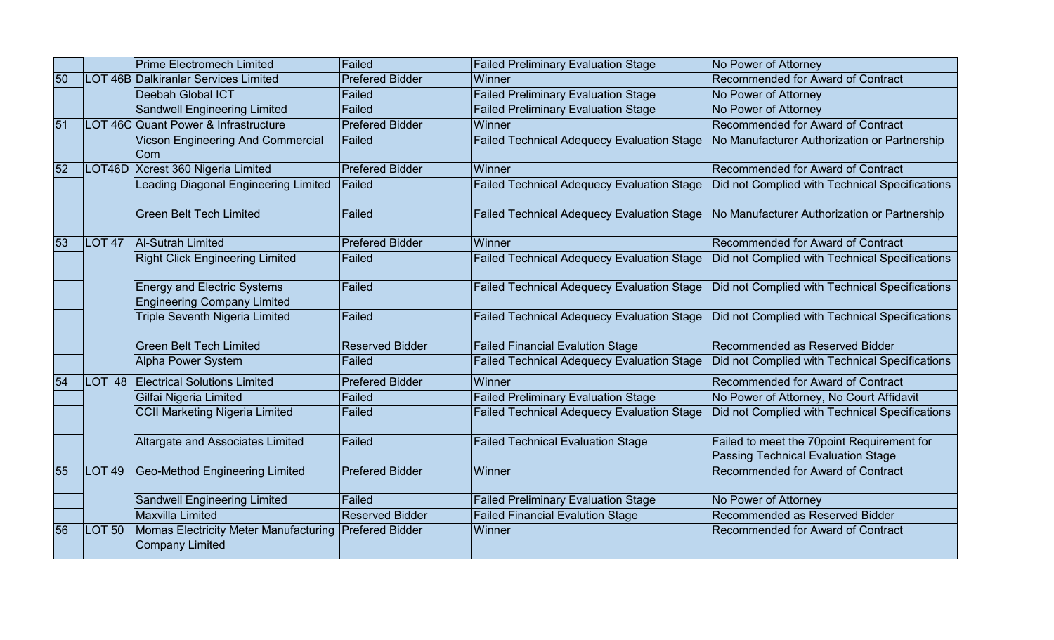| | | | | | |
|---|---|---|---|---|---|
| | | Prime Electromech Limited | Failed | Failed Preliminary Evaluation Stage | No Power of Attorney |
| 50 | LOT 46B | Dalkiranlar Services Limited | Prefered Bidder | Winner | Recommended for Award of Contract |
| | | Deebah Global ICT | Failed | Failed Preliminary Evaluation Stage | No Power of Attorney |
| | | Sandwell Engineering Limited | Failed | Failed Preliminary Evaluation Stage | No Power of Attorney |
| 51 | LOT 46C | Quant Power & Infrastructure | Prefered Bidder | Winner | Recommended for Award of Contract |
| | | Vicson Engineering And Commercial Com | Failed | Failed Technical Adequecy Evaluation Stage | No Manufacturer Authorization or Partnership |
| 52 | LOT46D | Xcrest 360 Nigeria Limited | Prefered Bidder | Winner | Recommended for Award of Contract |
| | | Leading Diagonal Engineering Limited | Failed | Failed Technical Adequecy Evaluation Stage | Did not Complied with Technical Specifications |
| | | Green Belt Tech Limited | Failed | Failed Technical Adequecy Evaluation Stage | No Manufacturer Authorization or Partnership |
| 53 | LOT 47 | Al-Sutrah Limited | Prefered Bidder | Winner | Recommended for Award of Contract |
| | | Right Click Engineering Limited | Failed | Failed Technical Adequecy Evaluation Stage | Did not Complied with Technical Specifications |
| | | Energy and Electric Systems Engineering Company Limited | Failed | Failed Technical Adequecy Evaluation Stage | Did not Complied with Technical Specifications |
| | | Triple Seventh Nigeria Limited | Failed | Failed Technical Adequecy Evaluation Stage | Did not Complied with Technical Specifications |
| | | Green Belt Tech Limited | Reserved Bidder | Failed Financial Evalution Stage | Recommended as Reserved Bidder |
| | | Alpha Power System | Failed | Failed Technical Adequecy Evaluation Stage | Did not Complied with Technical Specifications |
| 54 | LOT 48 | Electrical Solutions Limited | Prefered Bidder | Winner | Recommended for Award of Contract |
| | | Gilfai Nigeria Limited | Failed | Failed Preliminary Evaluation Stage | No Power of Attorney, No Court Affidavit |
| | | CCII Marketing Nigeria Limited | Failed | Failed Technical Adequecy Evaluation Stage | Did not Complied with Technical Specifications |
| | | Altargate and Associates Limited | Failed | Failed Technical Evaluation Stage | Failed to meet the 70point Requirement for Passing Technical Evaluation Stage |
| 55 | LOT 49 | Geo-Method Engineering Limited | Prefered Bidder | Winner | Recommended for Award of Contract |
| | | Sandwell Engineering Limited | Failed | Failed Preliminary Evaluation Stage | No Power of Attorney |
| | | Maxvilla Limited | Reserved Bidder | Failed Financial Evalution Stage | Recommended as Reserved Bidder |
| 56 | LOT 50 | Momas Electricity Meter Manufacturing Company Limited | Prefered Bidder | Winner | Recommended for Award of Contract |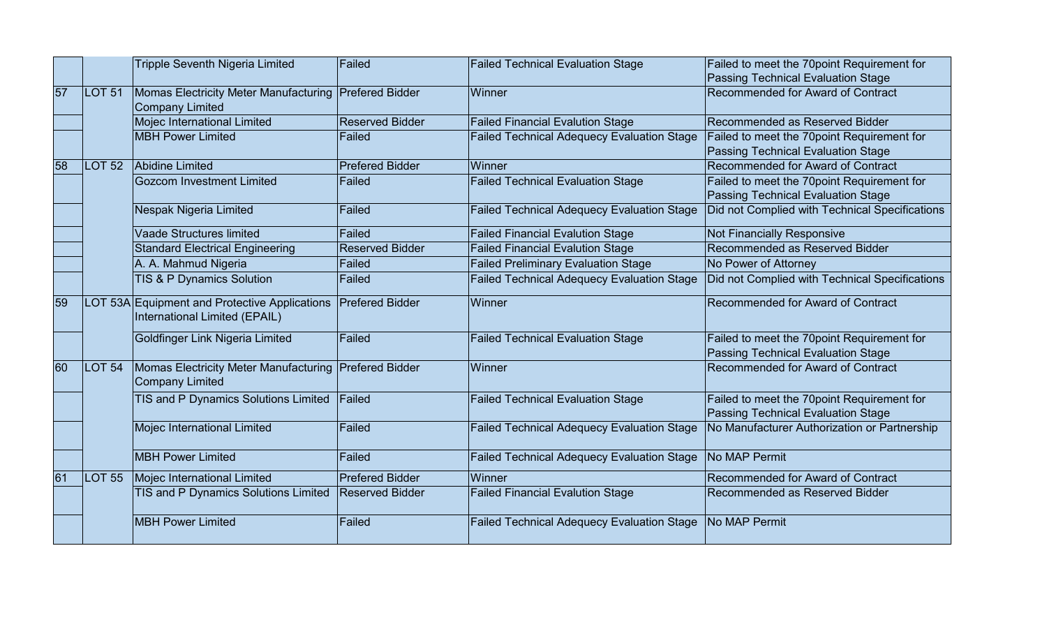| | | | | | |
|---|---|---|---|---|---|
| | | Tripple Seventh Nigeria Limited | Failed | Failed Technical Evaluation Stage | Failed to meet the 70point Requirement for Passing Technical Evaluation Stage |
| 57 | LOT 51 | Momas Electricity Meter Manufacturing Company Limited | Prefered Bidder | Winner | Recommended for Award of Contract |
| | | Mojec International Limited | Reserved Bidder | Failed Financial Evalution Stage | Recommended as Reserved Bidder |
| | | MBH Power Limited | Failed | Failed Technical Adequecy Evaluation Stage | Failed to meet the 70point Requirement for Passing Technical Evaluation Stage |
| 58 | LOT 52 | Abidine Limited | Prefered Bidder | Winner | Recommended for Award of Contract |
| | | Gozcom Investment Limited | Failed | Failed Technical Evaluation Stage | Failed to meet the 70point Requirement for Passing Technical Evaluation Stage |
| | | Nespak Nigeria Limited | Failed | Failed Technical Adequecy Evaluation Stage | Did not Complied with Technical Specifications |
| | | Vaade Structures limited | Failed | Failed Financial Evalution Stage | Not Financially Responsive |
| | | Standard Electrical Engineering | Reserved Bidder | Failed Financial Evalution Stage | Recommended as Reserved Bidder |
| | | A. A. Mahmud Nigeria | Failed | Failed Preliminary Evaluation Stage | No Power of Attorney |
| | | TIS & P Dynamics Solution | Failed | Failed Technical Adequecy Evaluation Stage | Did not Complied with Technical Specifications |
| 59 | LOT 53A | Equipment and Protective Applications International Limited (EPAIL) | Prefered Bidder | Winner | Recommended for Award of Contract |
| | | Goldfinger Link Nigeria Limited | Failed | Failed Technical Evaluation Stage | Failed to meet the 70point Requirement for Passing Technical Evaluation Stage |
| 60 | LOT 54 | Momas Electricity Meter Manufacturing Company Limited | Prefered Bidder | Winner | Recommended for Award of Contract |
| | | TIS and P Dynamics Solutions Limited | Failed | Failed Technical Evaluation Stage | Failed to meet the 70point Requirement for Passing Technical Evaluation Stage |
| | | Mojec International Limited | Failed | Failed Technical Adequecy Evaluation Stage | No Manufacturer Authorization or Partnership |
| | | MBH Power Limited | Failed | Failed Technical Adequecy Evaluation Stage | No MAP Permit |
| 61 | LOT 55 | Mojec International Limited | Prefered Bidder | Winner | Recommended for Award of Contract |
| | | TIS and P Dynamics Solutions Limited | Reserved Bidder | Failed Financial Evalution Stage | Recommended as Reserved Bidder |
| | | MBH Power Limited | Failed | Failed Technical Adequecy Evaluation Stage | No MAP Permit |